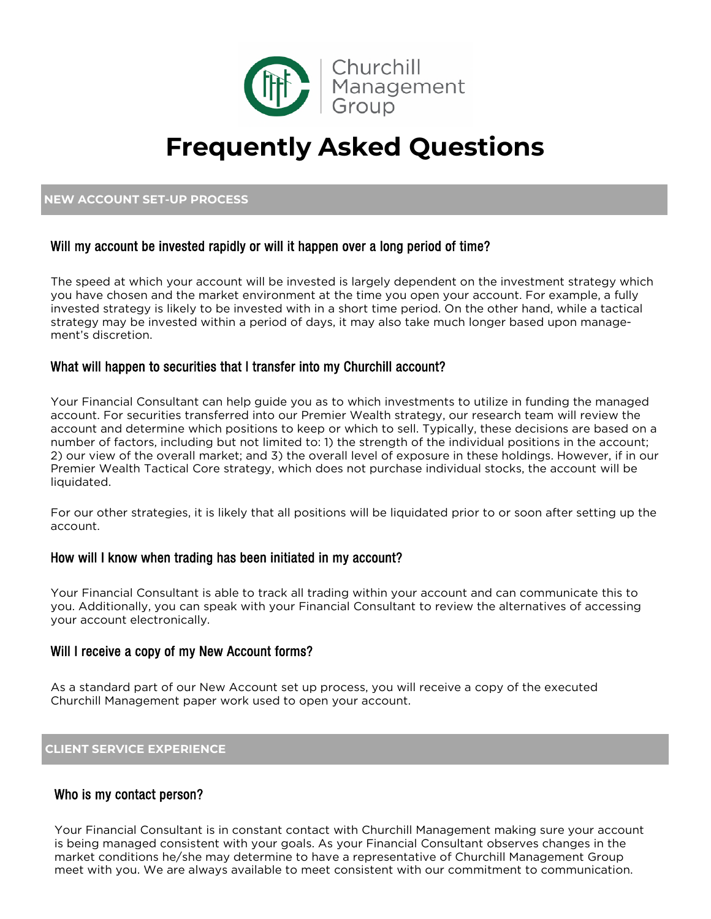Churchill Management Group

# Frequently Asked Questions

## NEW ACCOUNT SET-UP PROCESS

### Will my account be invested rapidly or will it happen over a long period of time?

The speed at which your account will be invested is largely dependent on the investment strategy which you have chosen and the market environment at the time you open your account. For example, a fully invested strategy is likely to be invested with in a short time period. On the other hand, while a tactical strategy may be invested within a period of days, it may also take much longer based upon management's discretion.

### What will happen to securities that I transfer into my Churchill account?

Your Financial Consultant can help guide you as to which investments to utilize in funding the managed account. For securities transferred into our Premier Wealth strategy, our research team will review the account and determine which positions to keep or which to sell. Typically, these decisions are based on a number of factors, including but not limited to: 1) the strength of the individual positions in the account; 2) our view of the overall market; and 3) the overall level of exposure in these holdings. However, if in our Premier Wealth Tactical Core strategy, which does not purchase individual stocks, the account will be liquidated.

For our other strategies, it is likely that all positions will be liquidated prior to or soon after setting up the account.

### How will I know when trading has been initiated in my account?

Your Financial Consultant is able to track all trading within your account and can communicate this to you. Additionally, you can speak with your Financial Consultant to review the alternatives of accessing your account electronically.

### Will I receive a copy of my New Account forms?

As a standard part of our New Account set up process, you will receive a copy of the executed Churchill Management paper work used to open your account.

## CLIENT SERVICE EXPERIENCE

### Who is my contact person?

Your Financial Consultant is in constant contact with Churchill Management making sure your account is being managed consistent with your goals. As your Financial Consultant observes changes in the market conditions he/she may determine to have a representative of Churchill Management Group meet with you. We are always available to meet consistent with our commitment to communication.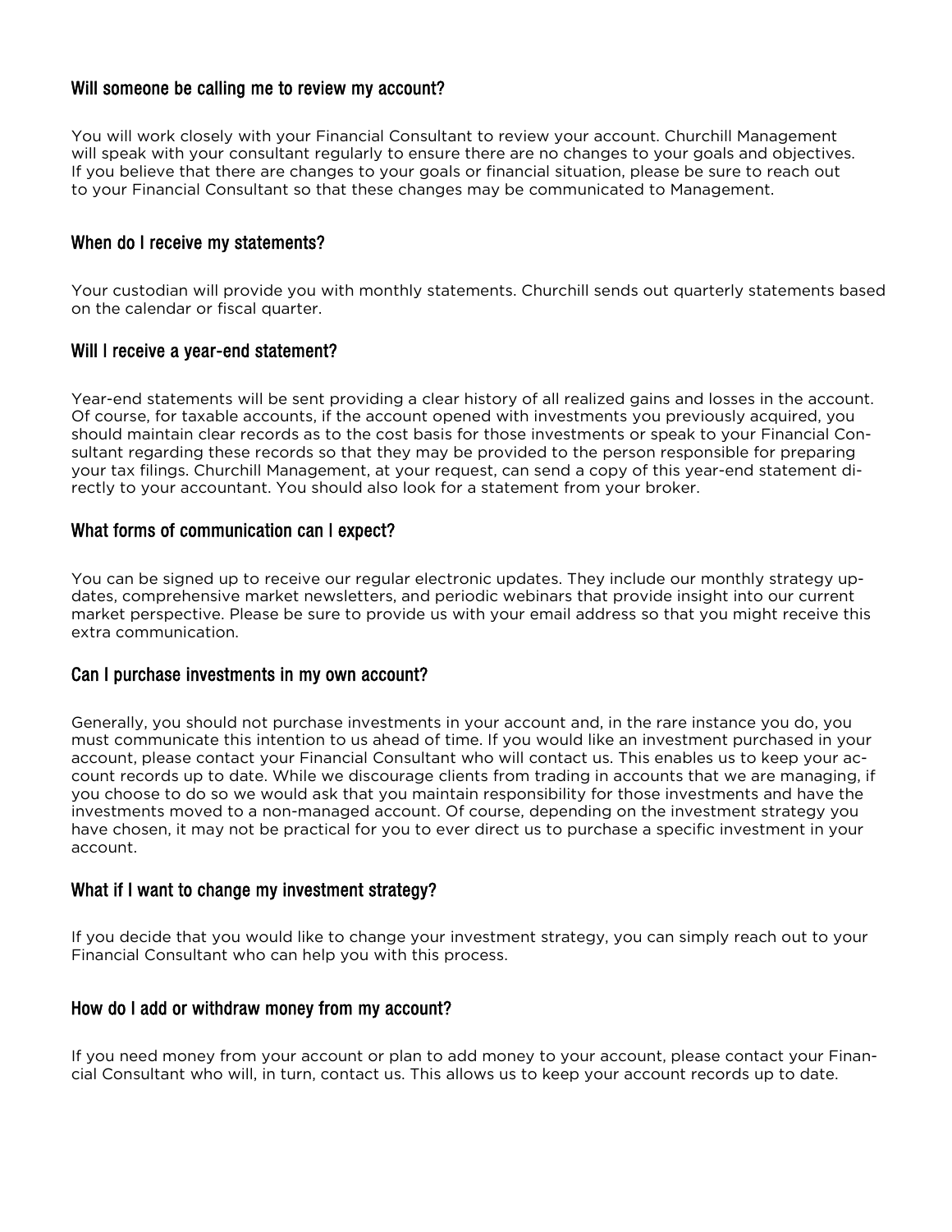### Will someone be calling me to review my account?

You will work closely with your Financial Consultant to review your account. Churchill Management will speak with your consultant regularly to ensure there are no changes to your goals and objectives. If you believe that there are changes to your goals or financial situation, please be sure to reach out to your Financial Consultant so that these changes may be communicated to Management.

### When do I receive my statements?

Your custodian will provide you with monthly statements. Churchill sends out quarterly statements based on the calendar or fiscal quarter.

### Will I receive a year-end statement?

Year-end statements will be sent providing a clear history of all realized gains and losses in the account. Of course, for taxable accounts, if the account opened with investments you previously acquired, you should maintain clear records as to the cost basis for those investments or speak to your Financial Consultant regarding these records so that they may be provided to the person responsible for preparing your tax filings. Churchill Management, at your request, can send a copy of this year-end statement directly to your accountant. You should also look for a statement from your broker.

### What forms of communication can I expect?

You can be signed up to receive our regular electronic updates. They include our monthly strategy updates, comprehensive market newsletters, and periodic webinars that provide insight into our current market perspective. Please be sure to provide us with your email address so that you might receive this extra communication.

### Can I purchase investments in my own account?

Generally, you should not purchase investments in your account and, in the rare instance you do, you must communicate this intention to us ahead of time. If you would like an investment purchased in your account, please contact your Financial Consultant who will contact us. This enables us to keep your account records up to date. While we discourage clients from trading in accounts that we are managing, if you choose to do so we would ask that you maintain responsibility for those investments and have the investments moved to a non-managed account. Of course, depending on the investment strategy you have chosen, it may not be practical for you to ever direct us to purchase a specific investment in your account.

### What if I want to change my investment strategy?

If you decide that you would like to change your investment strategy, you can simply reach out to your Financial Consultant who can help you with this process.

### How do I add or withdraw money from my account?

If you need money from your account or plan to add money to your account, please contact your Financial Consultant who will, in turn, contact us. This allows us to keep your account records up to date.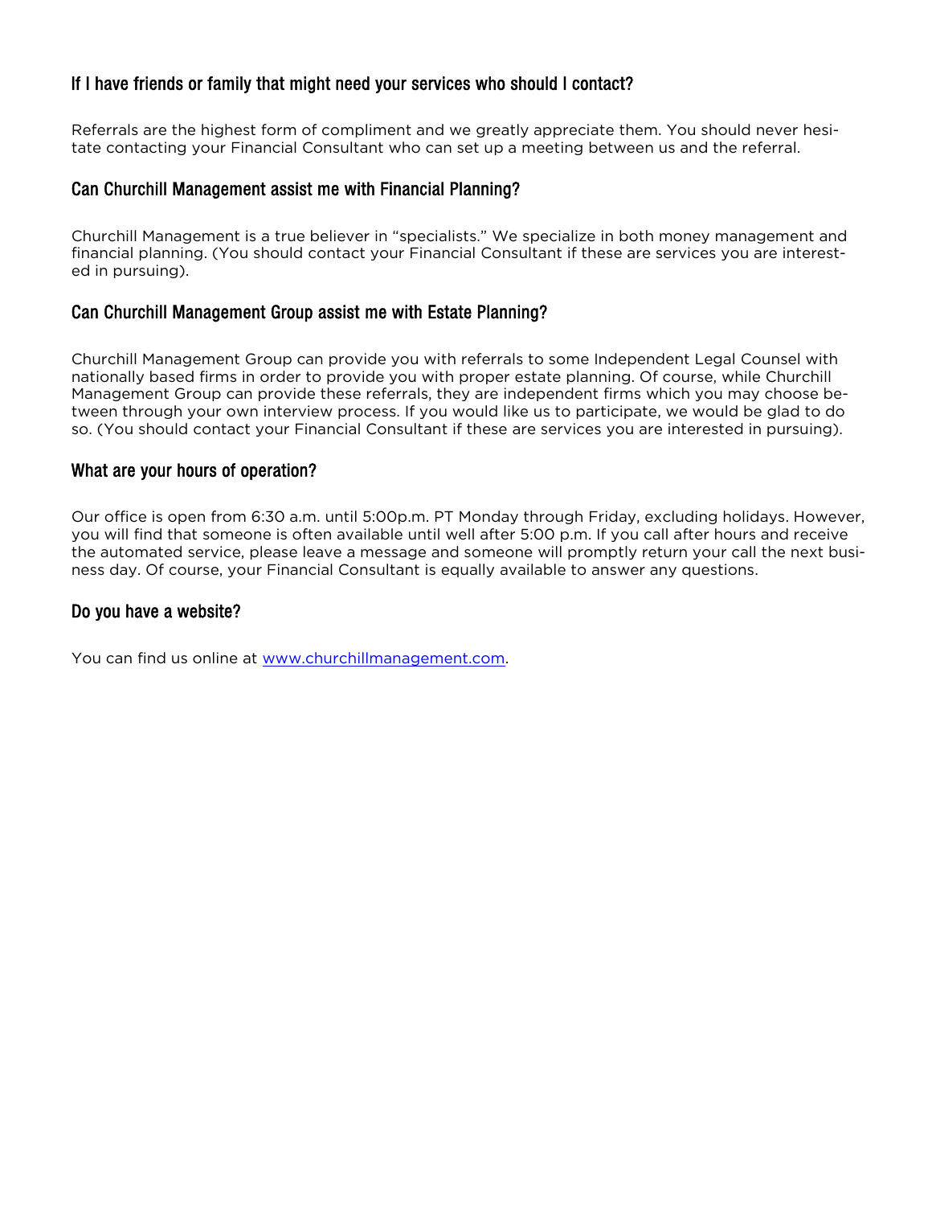### If I have friends or family that might need your services who should I contact?

Referrals are the highest form of compliment and we greatly appreciate them. You should never hesitate contacting your Financial Consultant who can set up a meeting between us and the referral.

### Can Churchill Management assist me with Financial Planning?

Churchill Management is a true believer in “specialists.” We specialize in both money management and financial planning. (You should contact your Financial Consultant if these are services you are interested in pursuing).

### Can Churchill Management Group assist me with Estate Planning?

Churchill Management Group can provide you with referrals to some Independent Legal Counsel with nationally based firms in order to provide you with proper estate planning. Of course, while Churchill Management Group can provide these referrals, they are independent firms which you may choose between through your own interview process. If you would like us to participate, we would be glad to do so. (You should contact your Financial Consultant if these are services you are interested in pursuing).

### What are your hours of operation?

Our office is open from 6:30 a.m. until 5:00p.m. PT Monday through Friday, excluding holidays. However, you will find that someone is often available until well after 5:00 p.m. If you call after hours and receive the automated service, please leave a message and someone will promptly return your call the next business day. Of course, your Financial Consultant is equally available to answer any questions.

### Do you have a website?

You can find us online at [www.churchillmanagement.com](http://www.churchillmanagement.com).